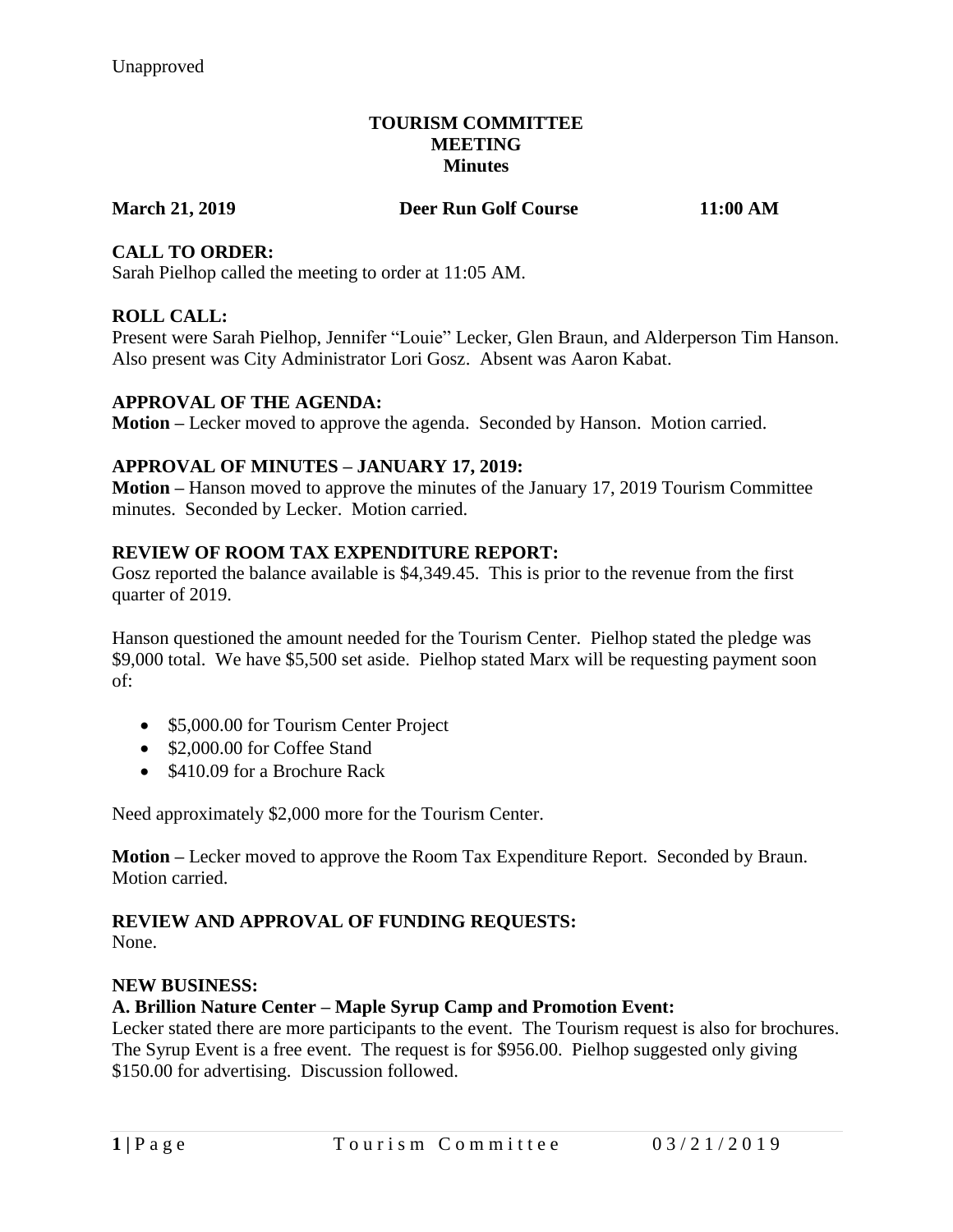Unapproved

# TOURISM COMMITTEE MEETING Minutes

**March 21, 2019 Deer Run Golf Course 11:00 AM**

## CALL TO ORDER:

Sarah Pielhop called the meeting to order at 11:05 AM.

## ROLL CALL:

Present were Sarah Pielhop, Jennifer "Louie" Lecker, Glen Braun, and Alderperson Tim Hanson. Also present was City Administrator Lori Gosz. Absent was Aaron Kabat.

## APPROVAL OF THE AGENDA:

**Motion –** Lecker moved to approve the agenda. Seconded by Hanson. Motion carried.

## APPROVAL OF MINUTES – JANUARY 17, 2019:

**Motion –** Hanson moved to approve the minutes of the January 17, 2019 Tourism Committee minutes. Seconded by Lecker. Motion carried.

## REVIEW OF ROOM TAX EXPENDITURE REPORT:

Gosz reported the balance available is $4,349.45. This is prior to the revenue from the first quarter of 2019.

Hanson questioned the amount needed for the Tourism Center. Pielhop stated the pledge was $9,000 total. We have $5,500 set aside. Pielhop stated Marx will be requesting payment soon of:

- $5,000.00 for Tourism Center Project
- $2,000.00 for Coffee Stand
- $410.09 for a Brochure Rack

Need approximately $2,000 more for the Tourism Center.

**Motion –** Lecker moved to approve the Room Tax Expenditure Report. Seconded by Braun. Motion carried.

## REVIEW AND APPROVAL OF FUNDING REQUESTS:

None.

## NEW BUSINESS:

### A. Brillion Nature Center – Maple Syrup Camp and Promotion Event:

Lecker stated there are more participants to the event. The Tourism request is also for brochures. The Syrup Event is a free event. The request is for $956.00. Pielhop suggested only giving $150.00 for advertising. Discussion followed.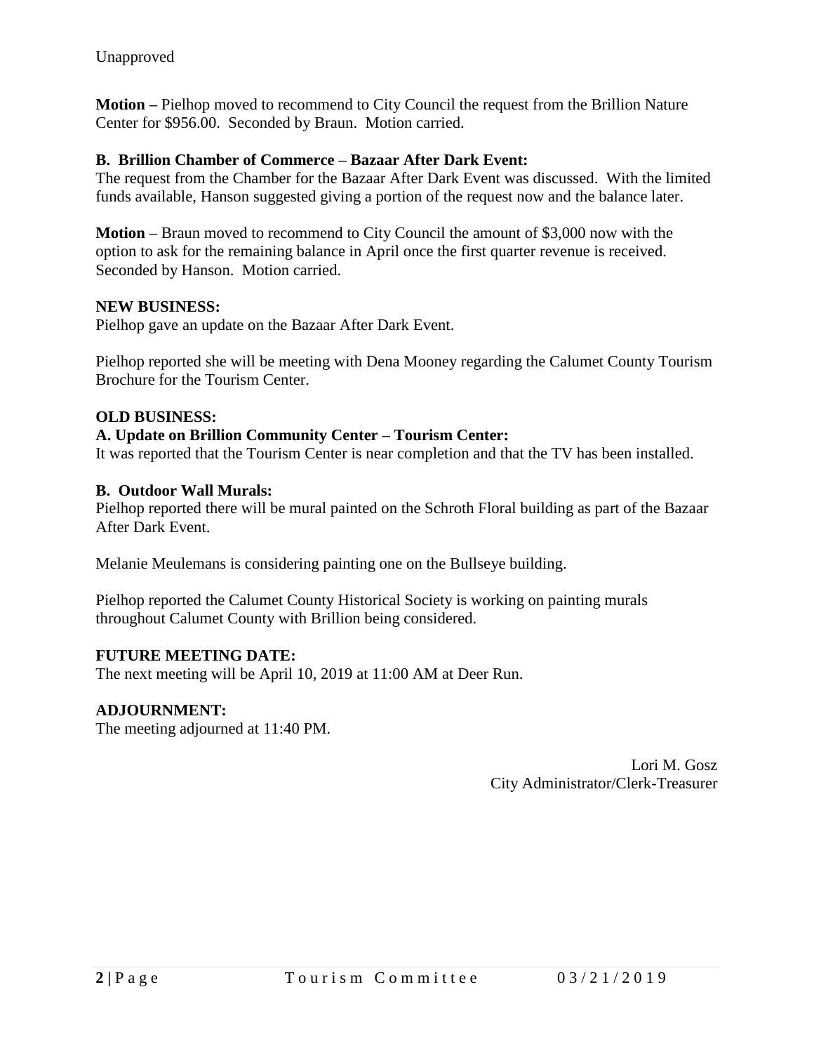Unapproved

**Motion –** Pielhop moved to recommend to City Council the request from the Brillion Nature Center for $956.00. Seconded by Braun. Motion carried.

**B. Brillion Chamber of Commerce – Bazaar After Dark Event:**

The request from the Chamber for the Bazaar After Dark Event was discussed. With the limited funds available, Hanson suggested giving a portion of the request now and the balance later.

**Motion –** Braun moved to recommend to City Council the amount of $3,000 now with the option to ask for the remaining balance in April once the first quarter revenue is received. Seconded by Hanson. Motion carried.

**NEW BUSINESS:**

Pielhop gave an update on the Bazaar After Dark Event.

Pielhop reported she will be meeting with Dena Mooney regarding the Calumet County Tourism Brochure for the Tourism Center.

**OLD BUSINESS:**

**A. Update on Brillion Community Center – Tourism Center:**

It was reported that the Tourism Center is near completion and that the TV has been installed.

**B. Outdoor Wall Murals:**

Pielhop reported there will be mural painted on the Schroth Floral building as part of the Bazaar After Dark Event.

Melanie Meulemans is considering painting one on the Bullseye building.

Pielhop reported the Calumet County Historical Society is working on painting murals throughout Calumet County with Brillion being considered.

**FUTURE MEETING DATE:**

The next meeting will be April 10, 2019 at 11:00 AM at Deer Run.

**ADJOURNMENT:**

The meeting adjourned at 11:40 PM.

Lori M. Gosz
City Administrator/Clerk-Treasurer